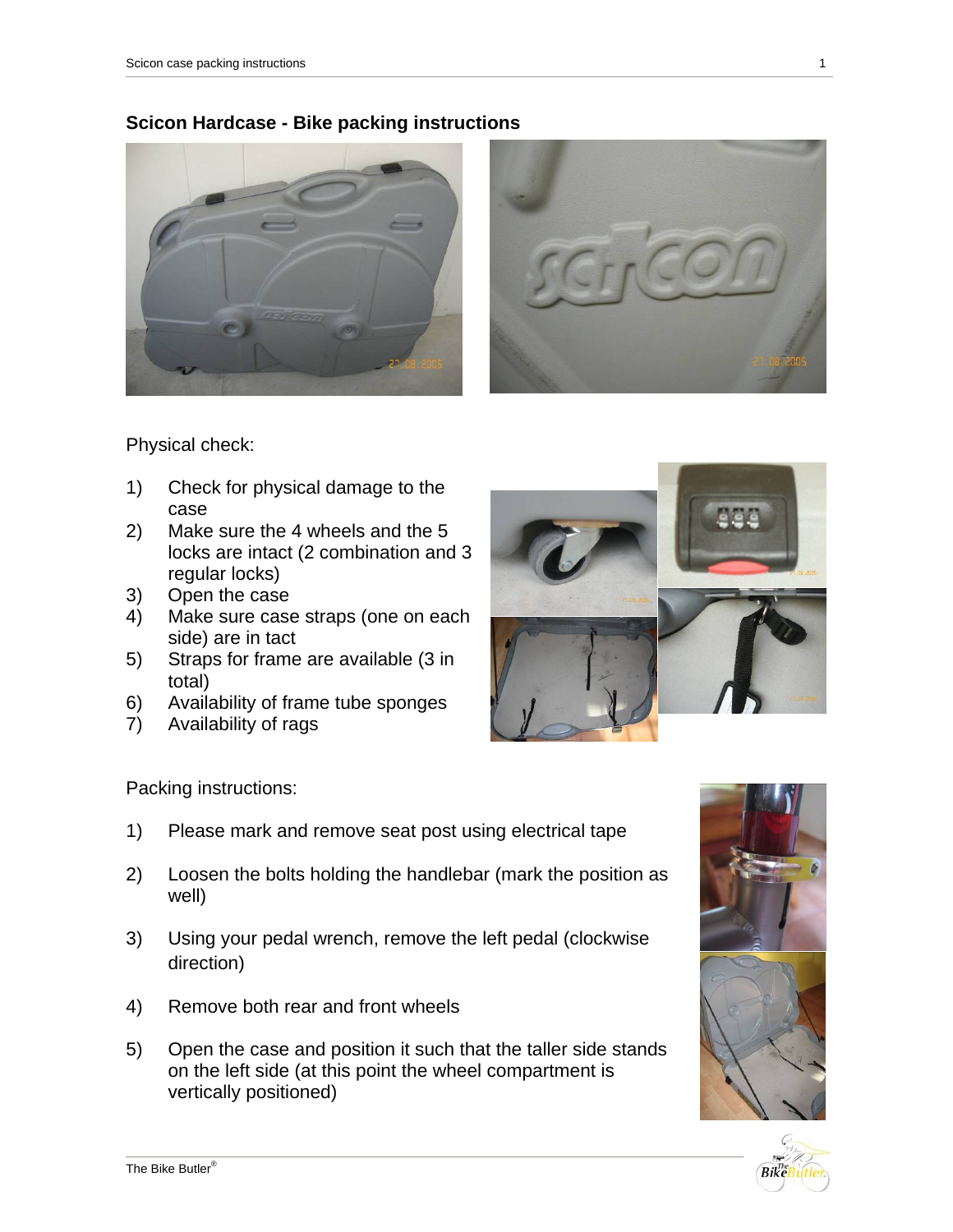## Scicon Hardcase - Bike packing instructions

Physical check:

1) Check for physical damage to the case
2) Make sure the 4 wheels and the 5 locks are intact (2 combination and 3 regular locks)
3) Open the case
4) Make sure case straps (one on each side) are in tact
5) Straps for frame are available (3 in total)
6) Availability of frame tube sponges
7) Availability of rags

Packing instructions:

1) Please mark and remove seat post using electrical tape

2) Loosen the bolts holding the handlebar (mark the position as well)

3) Using your pedal wrench, remove the left pedal (clockwise direction)

4) Remove both rear and front wheels

5) Open the case and position it such that the taller side stands on the left side (at this point the wheel compartment is vertically positioned)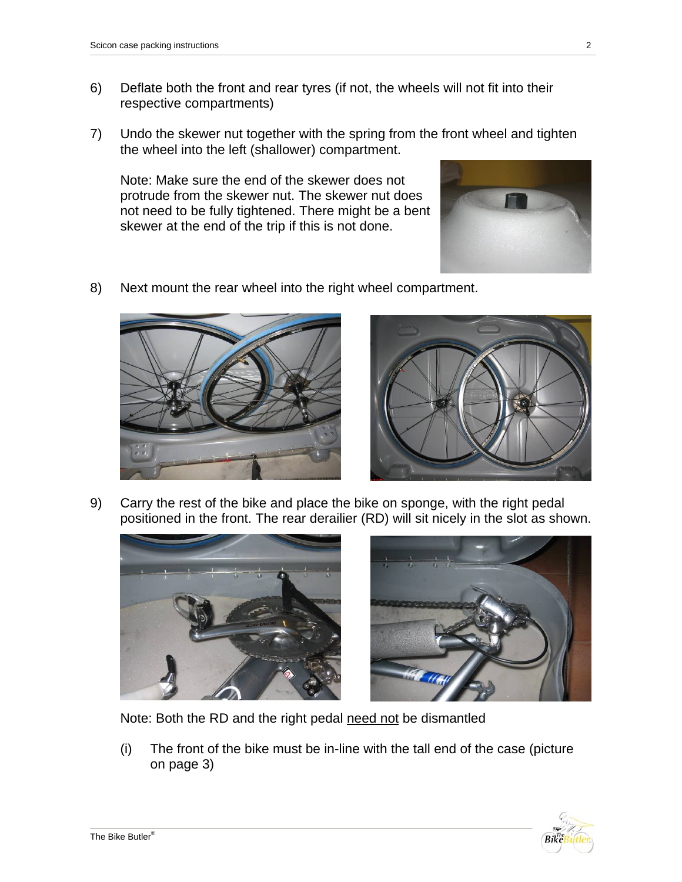6) Deflate both the front and rear tyres (if not, the wheels will not fit into their respective compartments)

7) Undo the skewer nut together with the spring from the front wheel and tighten the wheel into the left (shallower) compartment.

   Note: Make sure the end of the skewer does not protrude from the skewer nut. The skewer nut does not need to be fully tightened. There might be a bent skewer at the end of the trip if this is not done.

8) Next mount the rear wheel into the right wheel compartment.

9) Carry the rest of the bike and place the bike on sponge, with the right pedal positioned in the front. The rear derailier (RD) will sit nicely in the slot as shown.

   Note: Both the RD and the right pedal need not be dismantled

   (i) The front of the bike must be in-line with the tall end of the case (picture on page 3)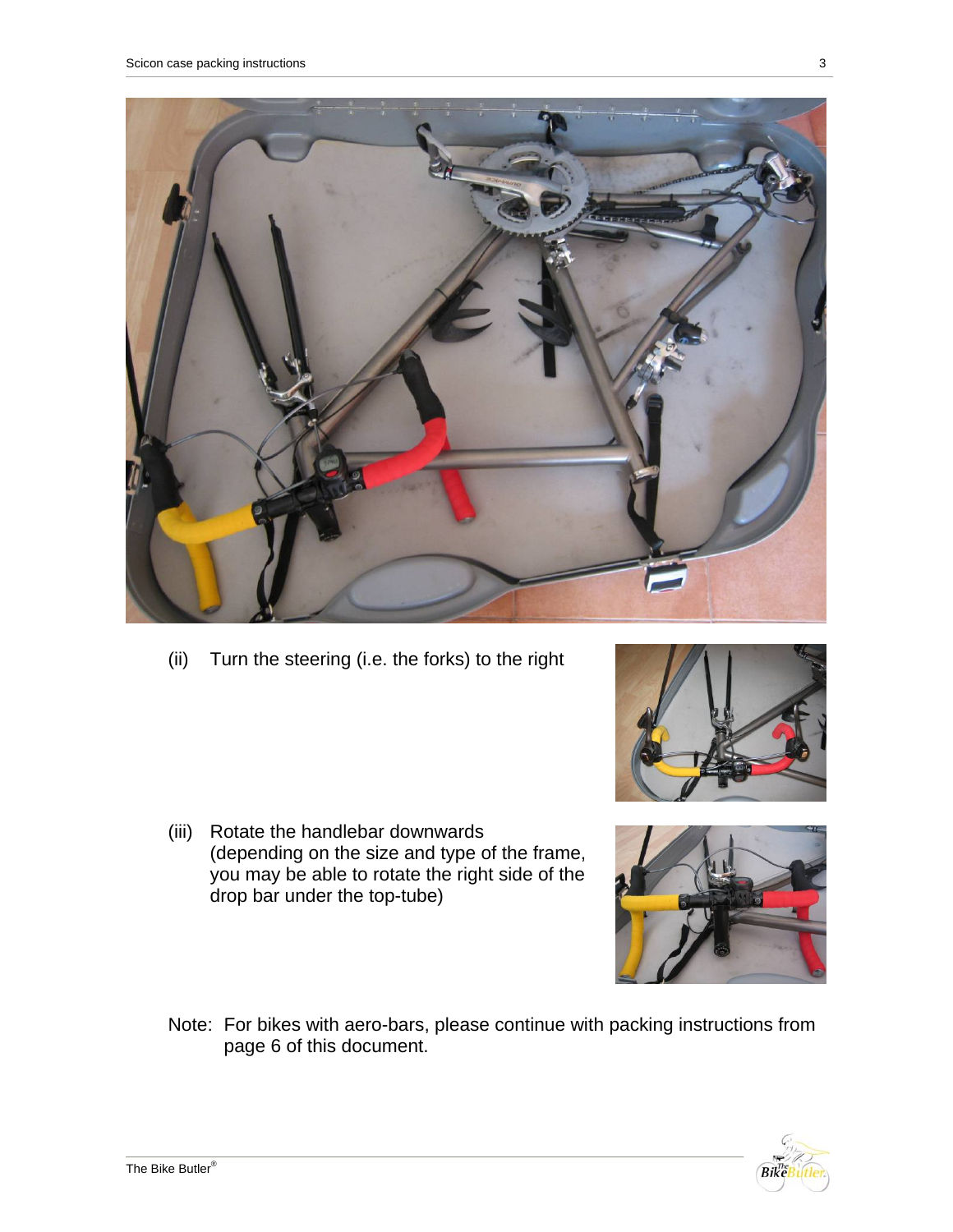(ii) Turn the steering (i.e. the forks) to the right

(iii) Rotate the handlebar downwards (depending on the size and type of the frame, you may be able to rotate the right side of the drop bar under the top-tube)

Note: For bikes with aero-bars, please continue with packing instructions from page 6 of this document.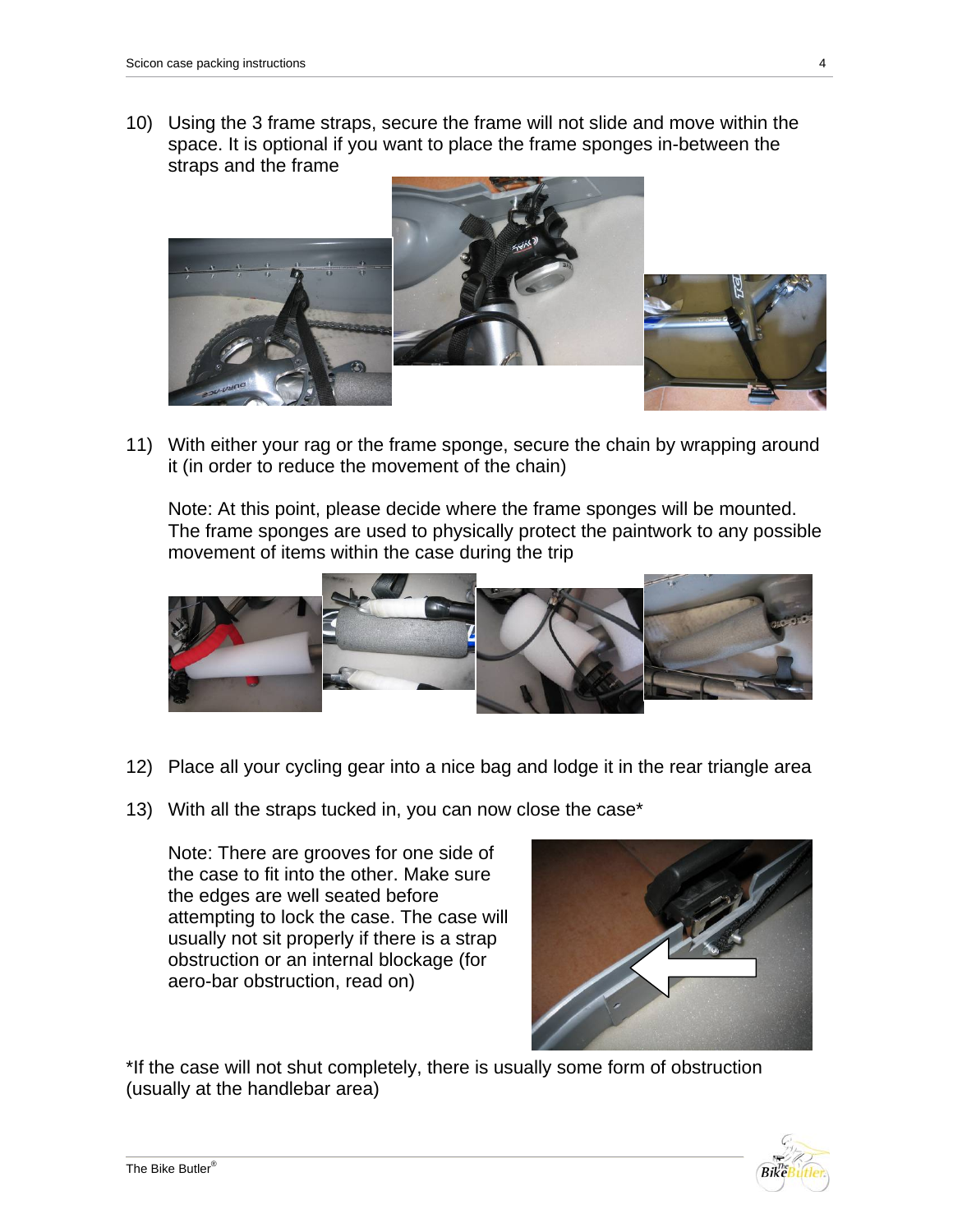10) Using the 3 frame straps, secure the frame will not slide and move within the space. It is optional if you want to place the frame sponges in-between the straps and the frame

11) With either your rag or the frame sponge, secure the chain by wrapping around it (in order to reduce the movement of the chain)

    Note: At this point, please decide where the frame sponges will be mounted. The frame sponges are used to physically protect the paintwork to any possible movement of items within the case during the trip

12) Place all your cycling gear into a nice bag and lodge it in the rear triangle area

13) With all the straps tucked in, you can now close the case*

    Note: There are grooves for one side of the case to fit into the other. Make sure the edges are well seated before attempting to lock the case. The case will usually not sit properly if there is a strap obstruction or an internal blockage (for aero-bar obstruction, read on)

*If the case will not shut completely, there is usually some form of obstruction (usually at the handlebar area)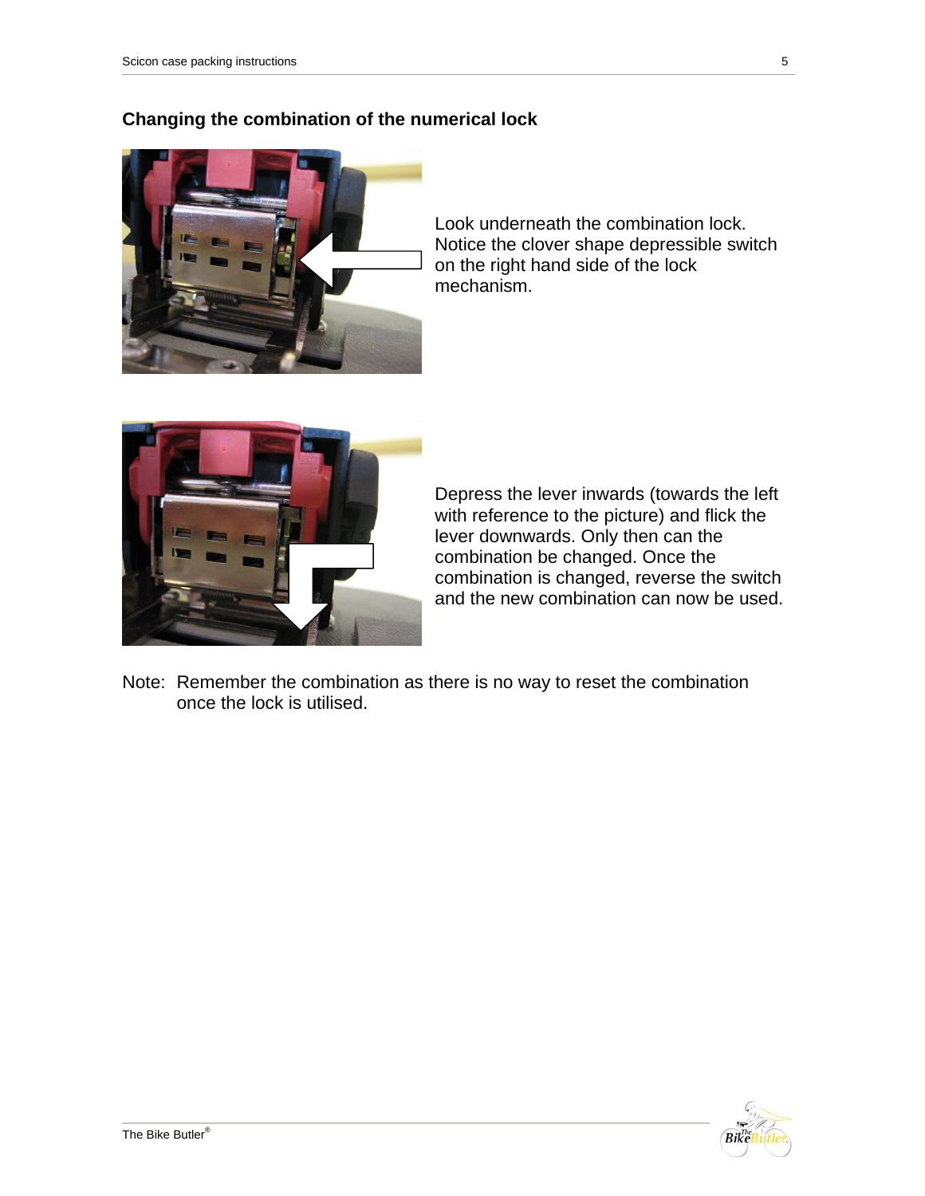## Changing the combination of the numerical lock

Look underneath the combination lock. Notice the clover shape depressible switch on the right hand side of the lock mechanism.

Depress the lever inwards (towards the left with reference to the picture) and flick the lever downwards. Only then can the combination be changed. Once the combination is changed, reverse the switch and the new combination can now be used.

Note: Remember the combination as there is no way to reset the combination once the lock is utilised.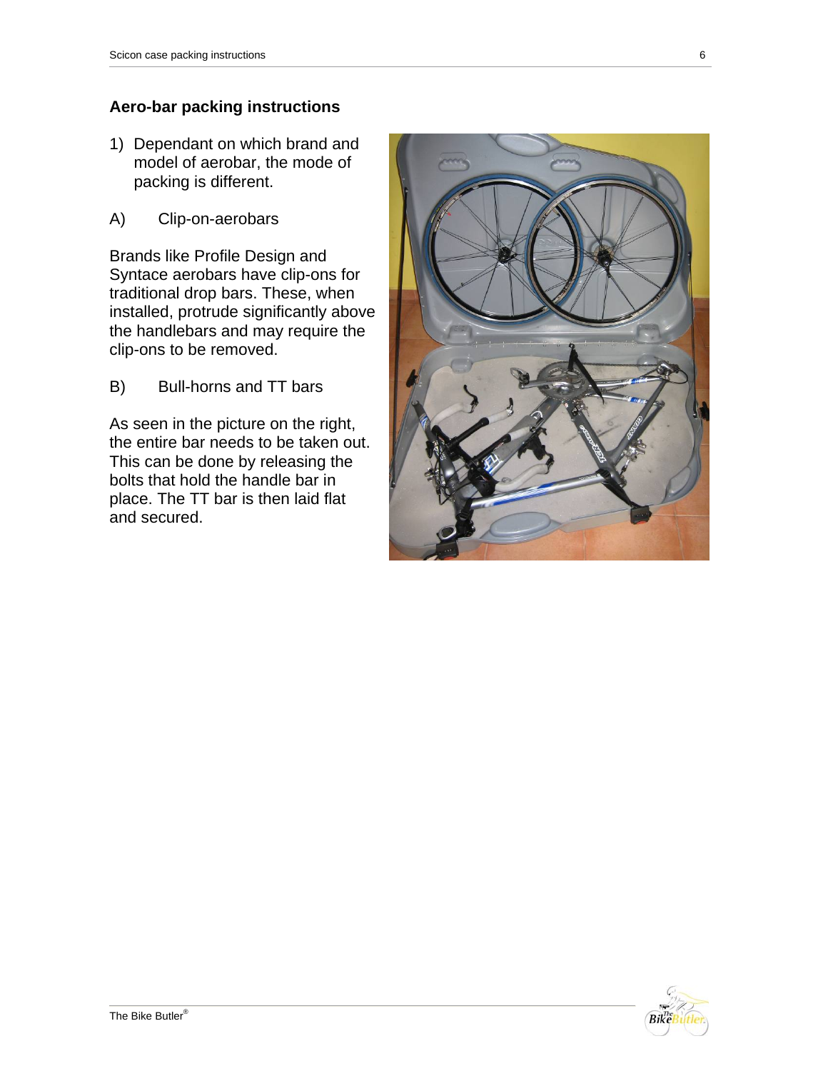## Aero-bar packing instructions

1) Dependant on which brand and model of aerobar, the mode of packing is different.

A) Clip-on-aerobars

Brands like Profile Design and Syntace aerobars have clip-ons for traditional drop bars. These, when installed, protrude significantly above the handlebars and may require the clip-ons to be removed.

B) Bull-horns and TT bars

As seen in the picture on the right, the entire bar needs to be taken out. This can be done by releasing the bolts that hold the handle bar in place. The TT bar is then laid flat and secured.